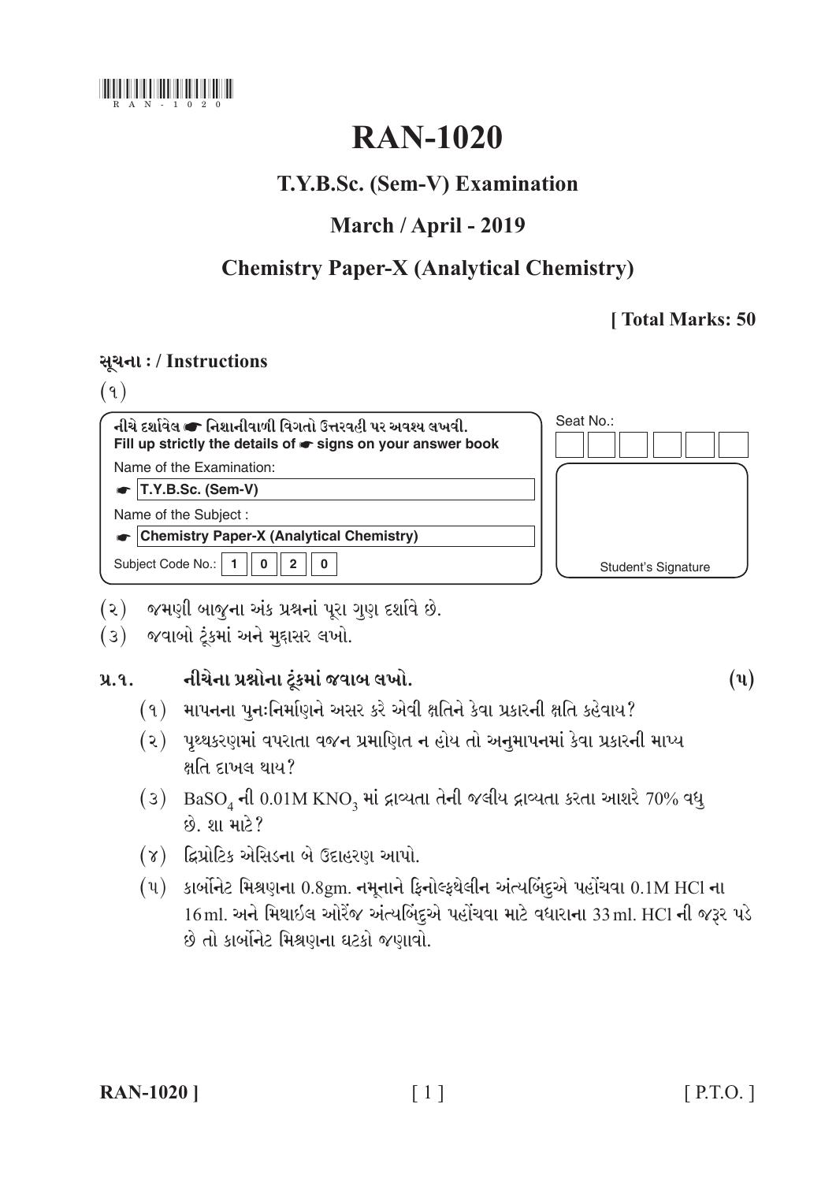# RAN-1020

## T.Y.B.Sc. (Sem-V) Examination

## March / April - 2019

## Chemistry Paper-X (Analytical Chemistry)

**[ Total Marks: 50**

**સૂચના : / Instructions**

(૧)

| નીચે દર્શાવેલ ☛ નિશાનીવાળી વિગતો ઉત્તરવહી પર અવશ્ય લખવી. Fill up strictly the details of ☛ signs on your answer book | Seat No.: |
|---|---|
| Name of the Examination: ☛ T.Y.B.Sc. (Sem-V) | |
| Name of the Subject : ☛ Chemistry Paper-X (Analytical Chemistry) | |
| Subject Code No.: 1 0 2 0 | Student's Signature |

(૨) જમણી બાજુના અંક પ્રશ્નનાં પૂરા ગુણ દર્શાવે છે.

(૩) જવાબો ટૂંકમાં અને મુદ્દાસર લખો.

**પ્ર.૧. નીચેના પ્રશ્નોના ટૂંકમાં જવાબ લખો. (૫)**

(૧) માપનના પુનઃનિર્માણને અસર કરે એવી ક્ષતિને કેવા પ્રકારની ક્ષતિ કહેવાય?

(૨) પૃથ્થકરણમાં વપરાતા વજન પ્રમાણિત ન હોય તો અનુમાપનમાં કેવા પ્રકારની માપ્ય ક્ષતિ દાખલ થાય?

(૩) $BaSO_4$ ની 0.01M $KNO_3$ માં દ્રાવ્યતા તેની જલીય દ્રાવ્યતા કરતા આશરે 70% વધુ છે. શા માટે?

(૪) દ્વિપ્રોટિક એસિડના બે ઉદાહરણ આપો.

(૫) કાર્બોનેટ મિશ્રણના 0.8gm. નમૂનાને ફિનોલ્ફથેલીન અંત્યબિંદુએ પહોંચવા 0.1M HCl ના 16ml. અને મિથાઈલ ઓરેંજ અંત્યબિંદુએ પહોંચવા માટે વધારાના 33ml. HCl ની જરૂર પડે છે તો કાર્બોનેટ મિશ્રણના ઘટકો જણાવો.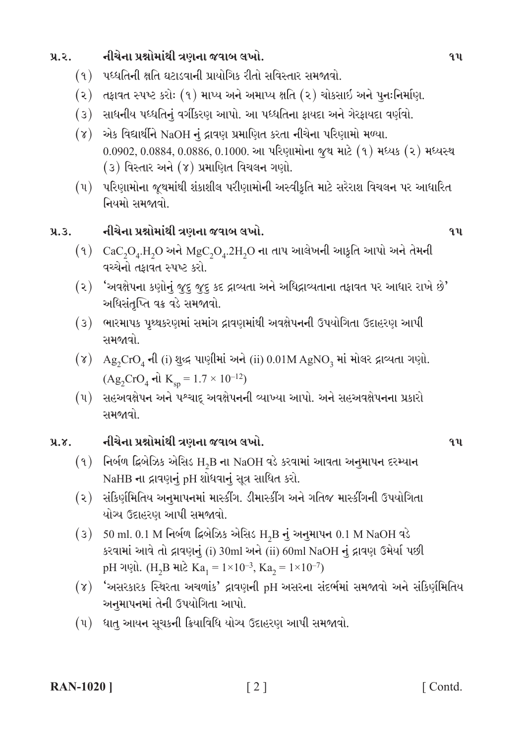**પ્ર.૨. નીચેના પ્રશ્નોમાંથી ત્રણના જવાબ લખો.** **૧૫**

(૧) પધ્ધતિની ક્ષતિ ઘટાડવાની પ્રાયોગિક રીતો સવિસ્તાર સમજાવો.

(૨) તફાવત સ્પષ્ટ કરોઃ (૧) માપ્ય અને અમાપ્ય ક્ષતિ (૨) ચોકસાઈ અને પુનઃનિર્માણ.

(૩) સાધનીય પધ્ધતિનું વર્ગીકરણ આપો. આ પધ્ધતિના ફાયદા અને ગેરફાયદા વર્ણવો.

(૪) એક વિદ્યાર્થીને NaOH નું દ્રાવણ પ્રમાણિત કરતા નીચેના પરિણામો મળ્યા. 0.0902, 0.0884, 0.0886, 0.1000. આ પરિણામોના જુથ માટે (૧) મધ્યક (૨) મધ્યસ્થ (૩) વિસ્તાર અને (૪) પ્રમાણિત વિચલન ગણો.

(૫) પરિણામોના જૂથમાંથી શંકાશીલ પરીણામોની અસ્વીકૃતિ માટે સરેરાશ વિચલન પર આધારિત નિયમો સમજાવો.

**પ્ર.૩. નીચેના પ્રશ્નોમાંથી ત્રણના જવાબ લખો.** **૧૫**

(૧) $CaC_2O_4.H_2O$ અને $MgC_2O_4.2H_2O$ ના તાપ આલેખની આકૃતિ આપો અને તેમની વચ્ચેનો તફાવત સ્પષ્ટ કરો.

(૨) 'અવક્ષેપના કણોનું જુદુ જુદુ કદ દ્રાવ્યતા અને અધિદ્રાવ્યતાના તફાવત પર આધાર રાખે છે' અધિસંતૃપ્તિ વક્ર વડે સમજાવો.

(૩) ભારમાપક પૃથ્થકરણમાં સમાંગ દ્રાવણમાંથી અવક્ષેપનની ઉપયોગિતા ઉદાહરણ આપી સમજાવો.

(૪) $Ag_2CrO_4$ ની (i) શુદ્ધ પાણીમાં અને (ii) 0.01M $AgNO_3$ માં મોલર દ્રાવ્યતા ગણો. ($Ag_2CrO_4$ નો $K_{sp} = 1.7 \times 10^{-12}$)

(૫) સહઅવક્ષેપન અને પશ્ચાદ્ અવક્ષેપનની વ્યાખ્યા આપો. અને સહઅવક્ષેપનના પ્રકારો સમજાવો.

**પ્ર.૪. નીચેના પ્રશ્નોમાંથી ત્રણના જવાબ લખો.** **૧૫**

(૧) નિર્બળ દ્વિબેઝિક એસિડ $H_2B$ ના NaOH વડે કરવામાં આવતા અનુમાપન દરમ્યાન NaHB ના દ્રાવણનું pH શોધવાનું સૂત્ર સાધિત કરો.

(૨) સંકિર્ણમિતિય અનુમાપનમાં માસ્કીંગ. ડીમાસ્કીંગ અને ગતિજ માસ્કીંગની ઉપયોગિતા યોગ્ય ઉદાહરણ આપી સમજાવો.

(૩) 50 ml. 0.1 M નિર્બળ દ્વિબેઝિક એસિડ $H_2B$ નું અનુમાપન 0.1 M NaOH વડે કરવામાં આવે તો દ્રાવણનું (i) 30ml અને (ii) 60ml NaOH નું દ્રાવણ ઉમેર્યા પછી pH ગણો. ($H_2B$ માટે $Ka_1 = 1\times10^{-3}$, $Ka_2 = 1\times10^{-7}$)

(૪) 'અસરકારક સ્થિરતા અચળાંક' દ્રાવણની pH અસરના સંદર્ભમાં સમજાવો અને સંકિર્ણમિતિય અનુમાપનમાં તેની ઉપયોગિતા આપો.

(૫) ધાતુ આયન સૂચકની ક્રિયાવિધિ યોગ્ય ઉદાહરણ આપી સમજાવો.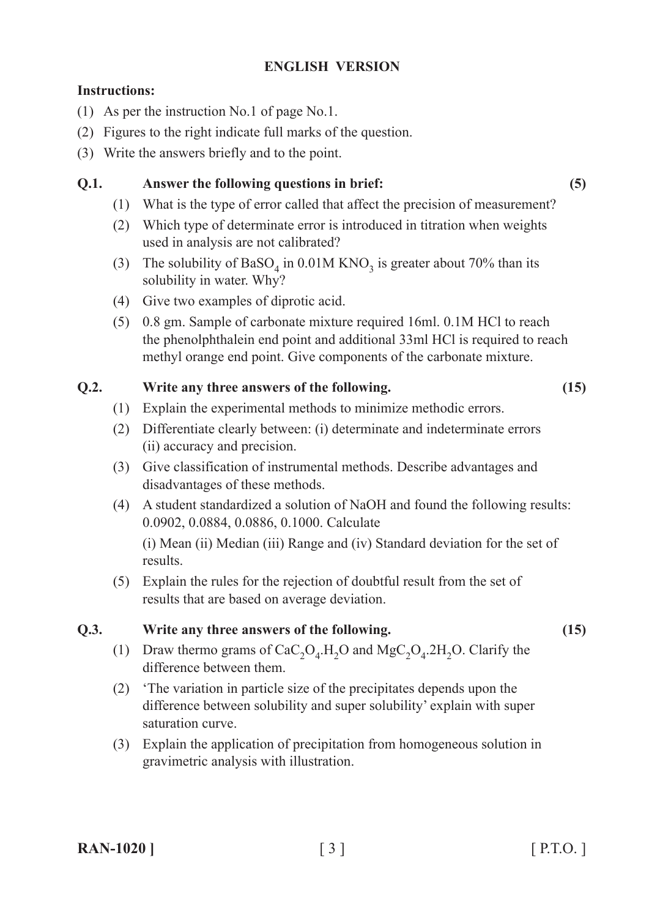## ENGLISH VERSION

**Instructions:**

(1) As per the instruction No.1 of page No.1.

(2) Figures to the right indicate full marks of the question.

(3) Write the answers briefly and to the point.

**Q.1. Answer the following questions in brief: (5)**

(1) What is the type of error called that affect the precision of measurement?

(2) Which type of determinate error is introduced in titration when weights used in analysis are not calibrated?

(3) The solubility of $BaSO_4$ in 0.01M $KNO_3$ is greater about 70% than its solubility in water. Why?

(4) Give two examples of diprotic acid.

(5) 0.8 gm. Sample of carbonate mixture required 16ml. 0.1M HCl to reach the phenolphthalein end point and additional 33ml HCl is required to reach methyl orange end point. Give components of the carbonate mixture.

**Q.2. Write any three answers of the following. (15)**

(1) Explain the experimental methods to minimize methodic errors.

(2) Differentiate clearly between: (i) determinate and indeterminate errors (ii) accuracy and precision.

(3) Give classification of instrumental methods. Describe advantages and disadvantages of these methods.

(4) A student standardized a solution of NaOH and found the following results: 0.0902, 0.0884, 0.0886, 0.1000. Calculate

(i) Mean (ii) Median (iii) Range and (iv) Standard deviation for the set of results.

(5) Explain the rules for the rejection of doubtful result from the set of results that are based on average deviation.

**Q.3. Write any three answers of the following. (15)**

(1) Draw thermo grams of $CaC_2O_4.H_2O$ and $MgC_2O_4.2H_2O$. Clarify the difference between them.

(2) 'The variation in particle size of the precipitates depends upon the difference between solubility and super solubility' explain with super saturation curve.

(3) Explain the application of precipitation from homogeneous solution in gravimetric analysis with illustration.

**RAN-1020 ]** [ P.T.O. ]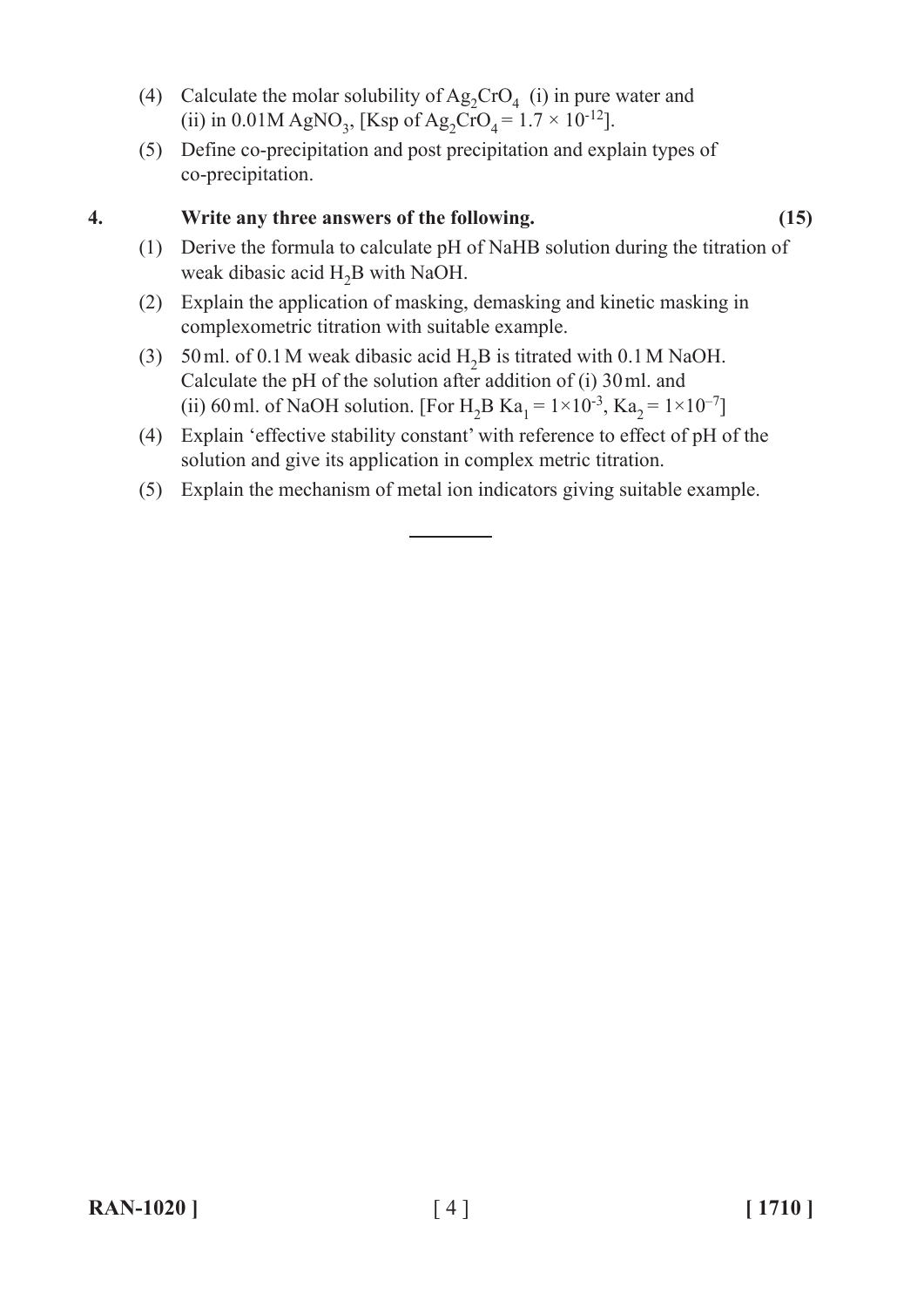(4) Calculate the molar solubility of $Ag_2CrO_4$ (i) in pure water and (ii) in 0.01M $AgNO_3$, [Ksp of $Ag_2CrO_4 = 1.7 \times 10^{-12}$].

(5) Define co-precipitation and post precipitation and explain types of co-precipitation.

**4. Write any three answers of the following. (15)**

(1) Derive the formula to calculate pH of NaHB solution during the titration of weak dibasic acid $H_2B$ with NaOH.

(2) Explain the application of masking, demasking and kinetic masking in complexometric titration with suitable example.

(3) 50 ml. of 0.1 M weak dibasic acid $H_2B$ is titrated with 0.1 M NaOH. Calculate the pH of the solution after addition of (i) 30 ml. and (ii) 60 ml. of NaOH solution. [For $H_2B$ $Ka_1 = 1 \times 10^{-3}$, $Ka_2 = 1 \times 10^{-7}$]

(4) Explain 'effective stability constant' with reference to effect of pH of the solution and give its application in complex metric titration.

(5) Explain the mechanism of metal ion indicators giving suitable example.

---

RAN-1020 ] [ 1710 ]